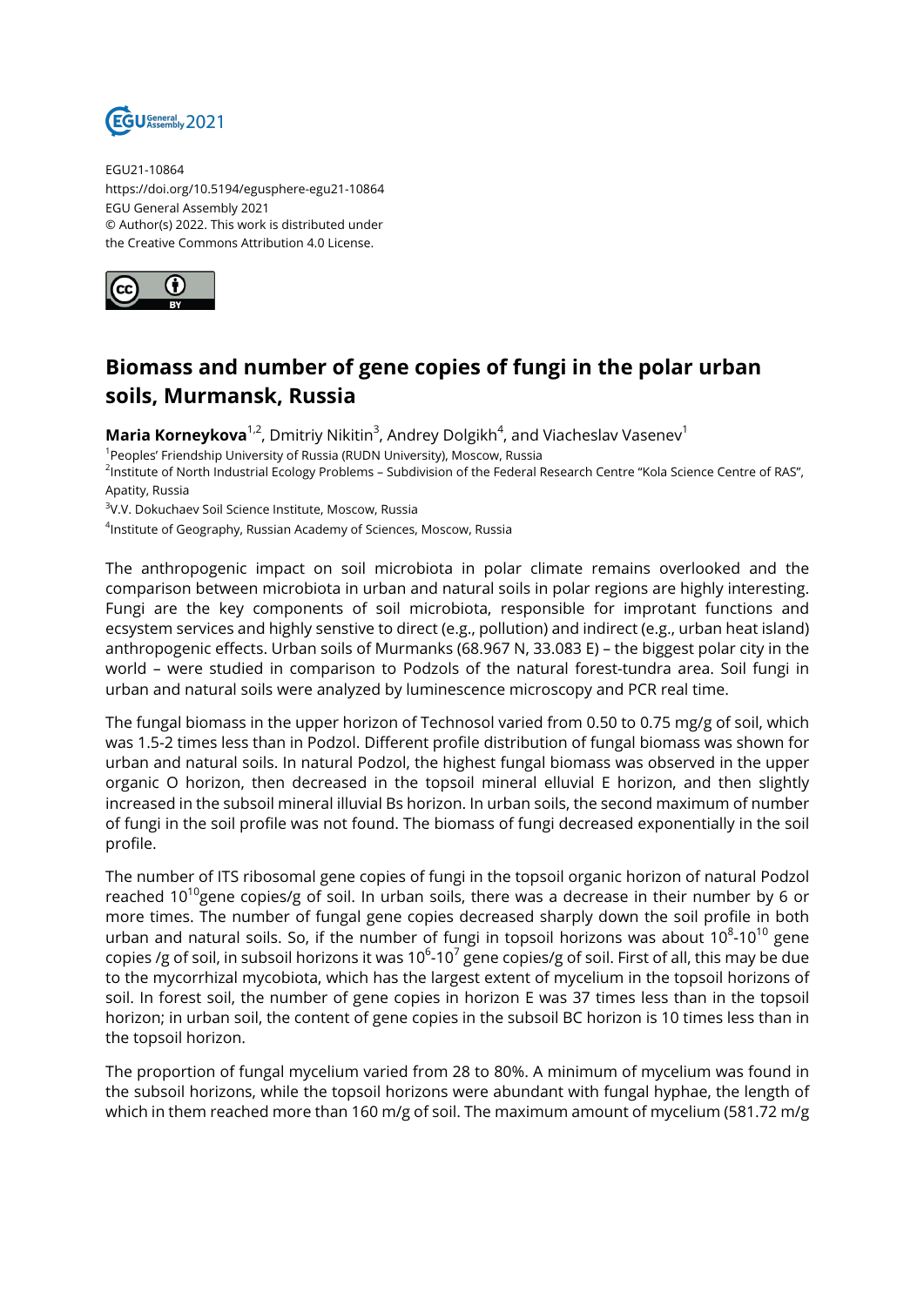EGU21-10864
https://doi.org/10.5194/egusphere-egu21-10864
EGU General Assembly 2021
© Author(s) 2022. This work is distributed under
the Creative Commons Attribution 4.0 License.

# Biomass and number of gene copies of fungi in the polar urban soils, Murmansk, Russia

**Maria Korneykova**[1,2], Dmitriy Nikitin[3], Andrey Dolgikh[4], and Viacheslav Vasenev[1]

[1]Peoples' Friendship University of Russia (RUDN University), Moscow, Russia
[2]Institute of North Industrial Ecology Problems – Subdivision of the Federal Research Centre "Kola Science Centre of RAS", Apatity, Russia
[3]V.V. Dokuchaev Soil Science Institute, Moscow, Russia
[4]Institute of Geography, Russian Academy of Sciences, Moscow, Russia

The anthropogenic impact on soil microbiota in polar climate remains overlooked and the comparison between microbiota in urban and natural soils in polar regions are highly interesting. Fungi are the key components of soil microbiota, responsible for improtant functions and ecsystem services and highly senstive to direct (e.g., pollution) and indirect (e.g., urban heat island) anthropogenic effects. Urban soils of Murmanks (68.967 N, 33.083 E) – the biggest polar city in the world – were studied in comparison to Podzols of the natural forest-tundra area. Soil fungi in urban and natural soils were analyzed by luminescence microscopy and PCR real time.

The fungal biomass in the upper horizon of Technosol varied from 0.50 to 0.75 mg/g of soil, which was 1.5-2 times less than in Podzol. Different profile distribution of fungal biomass was shown for urban and natural soils. In natural Podzol, the highest fungal biomass was observed in the upper organic O horizon, then decreased in the topsoil mineral elluvial E horizon, and then slightly increased in the subsoil mineral illuvial Bs horizon. In urban soils, the second maximum of number of fungi in the soil profile was not found. The biomass of fungi decreased exponentially in the soil profile.

The number of ITS ribosomal gene copies of fungi in the topsoil organic horizon of natural Podzol reached $10^{10}$gene copies/g of soil. In urban soils, there was a decrease in their number by 6 or more times. The number of fungal gene copies decreased sharply down the soil profile in both urban and natural soils. So, if the number of fungi in topsoil horizons was about $10^{8}$-$10^{10}$ gene copies /g of soil, in subsoil horizons it was $10^{6}$-$10^{7}$ gene copies/g of soil. First of all, this may be due to the mycorrhizal mycobiota, which has the largest extent of mycelium in the topsoil horizons of soil. In forest soil, the number of gene copies in horizon E was 37 times less than in the topsoil horizon; in urban soil, the content of gene copies in the subsoil BC horizon is 10 times less than in the topsoil horizon.

The proportion of fungal mycelium varied from 28 to 80%. A minimum of mycelium was found in the subsoil horizons, while the topsoil horizons were abundant with fungal hyphae, the length of which in them reached more than 160 m/g of soil. The maximum amount of mycelium (581.72 m/g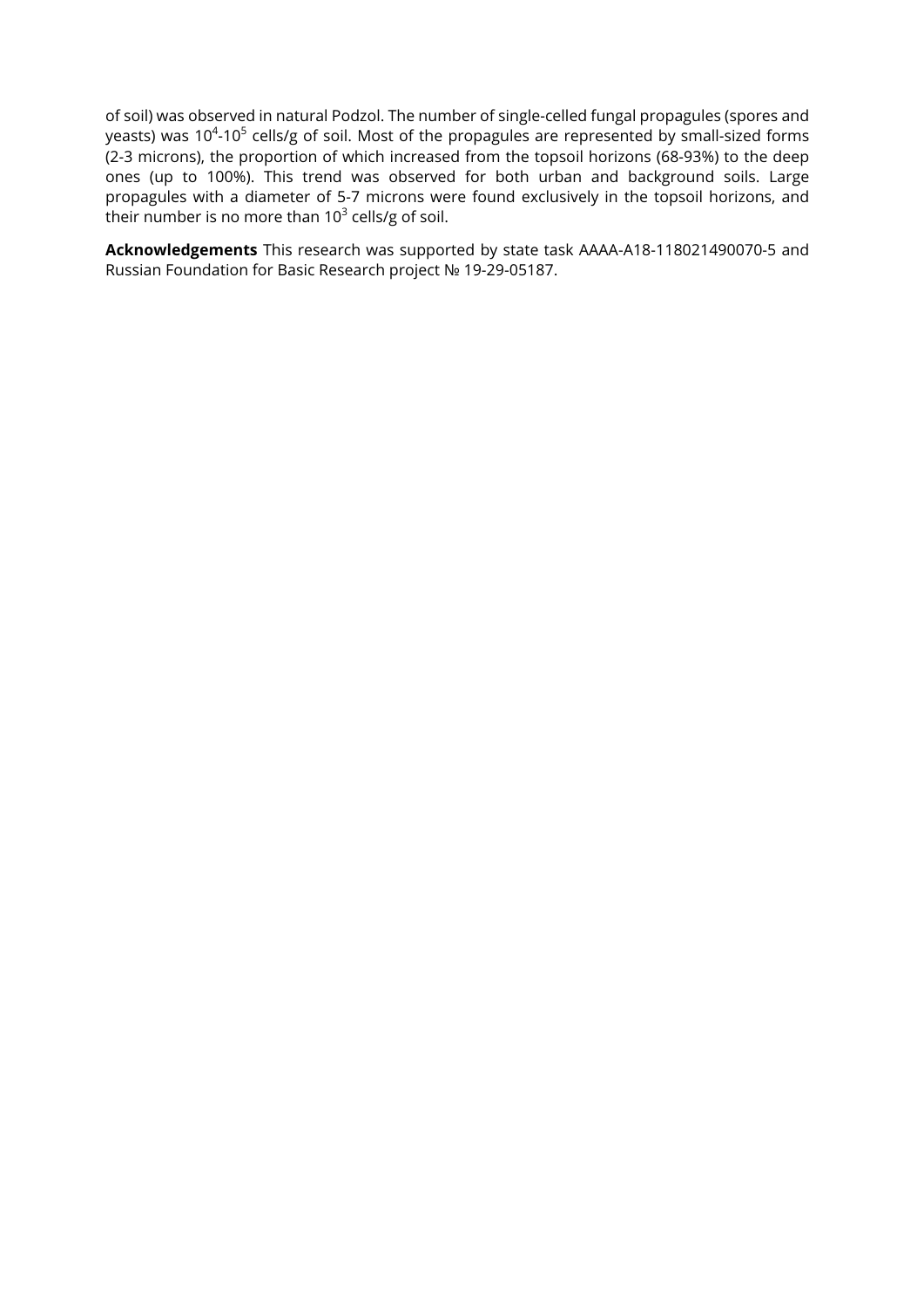of soil) was observed in natural Podzol. The number of single-celled fungal propagules (spores and yeasts) was $10^4$-$10^5$ cells/g of soil. Most of the propagules are represented by small-sized forms (2-3 microns), the proportion of which increased from the topsoil horizons (68-93%) to the deep ones (up to 100%). This trend was observed for both urban and background soils. Large propagules with a diameter of 5-7 microns were found exclusively in the topsoil horizons, and their number is no more than $10^3$ cells/g of soil.

**Acknowledgements** This research was supported by state task AAAA-A18-118021490070-5 and Russian Foundation for Basic Research project № 19-29-05187.